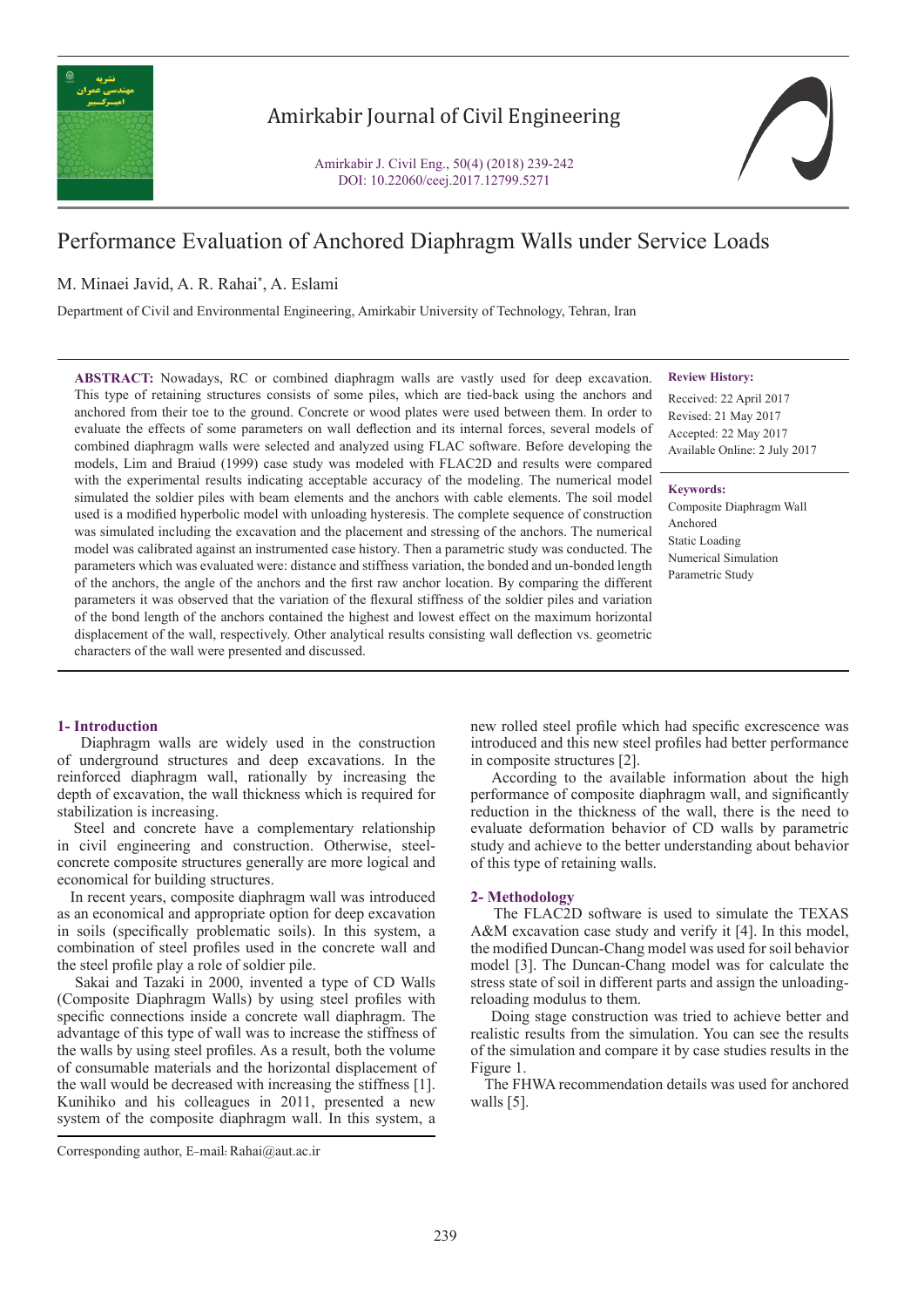# Performance Evaluation of Anchored Diaphragm Walls under Service Loads

M. Minaei Javid, A. R. Rahai*, A. Eslami

Department of Civil and Environmental Engineering, Amirkabir University of Technology, Tehran, Iran

**ABSTRACT:** Nowadays, RC or combined diaphragm walls are vastly used for deep excavation. This type of retaining structures consists of some piles, which are tied-back using the anchors and anchored from their toe to the ground. Concrete or wood plates were used between them. In order to evaluate the effects of some parameters on wall deflection and its internal forces, several models of combined diaphragm walls were selected and analyzed using FLAC software. Before developing the models, Lim and Braiud (1999) case study was modeled with FLAC2D and results were compared with the experimental results indicating acceptable accuracy of the modeling. The numerical model simulated the soldier piles with beam elements and the anchors with cable elements. The soil model used is a modified hyperbolic model with unloading hysteresis. The complete sequence of construction was simulated including the excavation and the placement and stressing of the anchors. The numerical model was calibrated against an instrumented case history. Then a parametric study was conducted. The parameters which was evaluated were: distance and stiffness variation, the bonded and un-bonded length of the anchors, the angle of the anchors and the first raw anchor location. By comparing the different parameters it was observed that the variation of the flexural stiffness of the soldier piles and variation of the bond length of the anchors contained the highest and lowest effect on the maximum horizontal displacement of the wall, respectively. Other analytical results consisting wall deflection vs. geometric characters of the wall were presented and discussed.

**Review History:**

Received: 22 April 2017
Revised: 21 May 2017
Accepted: 22 May 2017
Available Online: 2 July 2017

**Keywords:**

Composite Diaphragm Wall
Anchored
Static Loading
Numerical Simulation
Parametric Study

## 1- Introduction

Diaphragm walls are widely used in the construction of underground structures and deep excavations. In the reinforced diaphragm wall, rationally by increasing the depth of excavation, the wall thickness which is required for stabilization is increasing.

Steel and concrete have a complementary relationship in civil engineering and construction. Otherwise, steel-concrete composite structures generally are more logical and economical for building structures.

In recent years, composite diaphragm wall was introduced as an economical and appropriate option for deep excavation in soils (specifically problematic soils). In this system, a combination of steel profiles used in the concrete wall and the steel profile play a role of soldier pile.

Sakai and Tazaki in 2000, invented a type of CD Walls (Composite Diaphragm Walls) by using steel profiles with specific connections inside a concrete wall diaphragm. The advantage of this type of wall was to increase the stiffness of the walls by using steel profiles. As a result, both the volume of consumable materials and the horizontal displacement of the wall would be decreased with increasing the stiffness [1]. Kunihiko and his colleagues in 2011, presented a new system of the composite diaphragm wall. In this system, a new rolled steel profile which had specific excrescence was introduced and this new steel profiles had better performance in composite structures [2].

According to the available information about the high performance of composite diaphragm wall, and significantly reduction in the thickness of the wall, there is the need to evaluate deformation behavior of CD walls by parametric study and achieve to the better understanding about behavior of this type of retaining walls.

## 2- Methodology

The FLAC2D software is used to simulate the TEXAS A&M excavation case study and verify it [4]. In this model, the modified Duncan-Chang model was used for soil behavior model [3]. The Duncan-Chang model was for calculate the stress state of soil in different parts and assign the unloading-reloading modulus to them.

Doing stage construction was tried to achieve better and realistic results from the simulation. You can see the results of the simulation and compare it by case studies results in the Figure 1.

The FHWA recommendation details was used for anchored walls [5].

Corresponding author, E-mail: Rahai@aut.ac.ir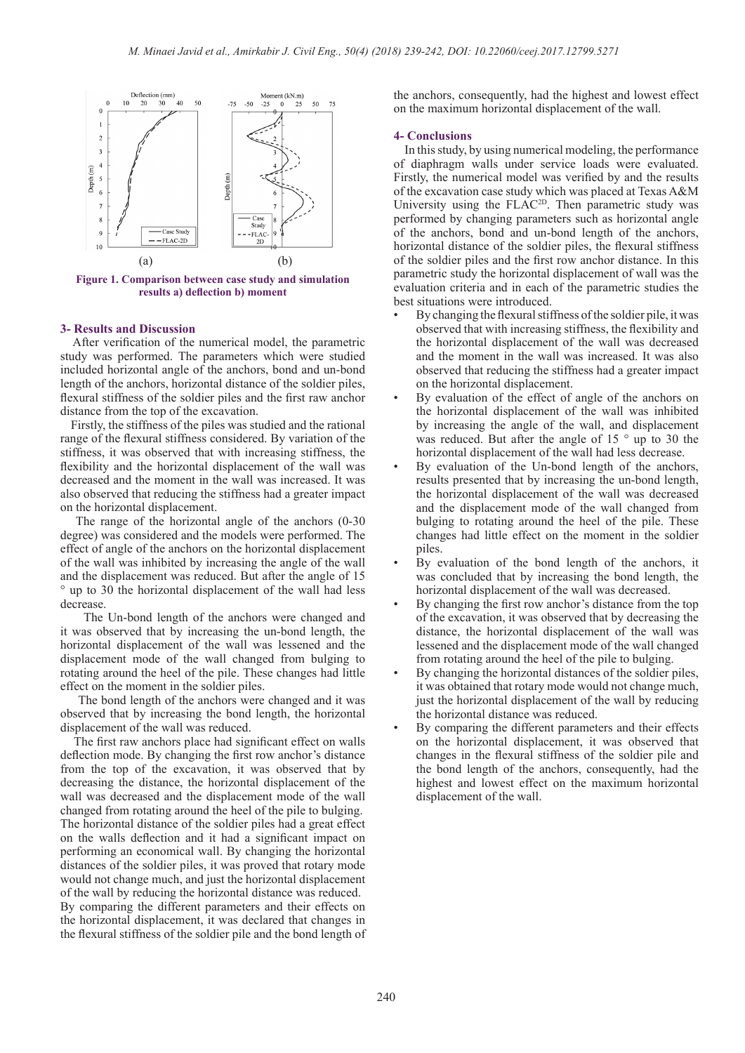Figure 1. Comparison between case study and simulation results a) deflection b) moment

## 3- Results and Discussion

After verification of the numerical model, the parametric study was performed. The parameters which were studied included horizontal angle of the anchors, bond and un-bond length of the anchors, horizontal distance of the soldier piles, flexural stiffness of the soldier piles and the first raw anchor distance from the top of the excavation.

Firstly, the stiffness of the piles was studied and the rational range of the flexural stiffness considered. By variation of the stiffness, it was observed that with increasing stiffness, the flexibility and the horizontal displacement of the wall was decreased and the moment in the wall was increased. It was also observed that reducing the stiffness had a greater impact on the horizontal displacement.

The range of the horizontal angle of the anchors (0-30 degree) was considered and the models were performed. The effect of angle of the anchors on the horizontal displacement of the wall was inhibited by increasing the angle of the wall and the displacement was reduced. But after the angle of 15 ° up to 30 the horizontal displacement of the wall had less decrease.

The Un-bond length of the anchors were changed and it was observed that by increasing the un-bond length, the horizontal displacement of the wall was lessened and the displacement mode of the wall changed from bulging to rotating around the heel of the pile. These changes had little effect on the moment in the soldier piles.

The bond length of the anchors were changed and it was observed that by increasing the bond length, the horizontal displacement of the wall was reduced.

The first raw anchors place had significant effect on walls deflection mode. By changing the first row anchor's distance from the top of the excavation, it was observed that by decreasing the distance, the horizontal displacement of the wall was decreased and the displacement mode of the wall changed from rotating around the heel of the pile to bulging. The horizontal distance of the soldier piles had a great effect on the walls deflection and it had a significant impact on performing an economical wall. By changing the horizontal distances of the soldier piles, it was proved that rotary mode would not change much, and just the horizontal displacement of the wall by reducing the horizontal distance was reduced. By comparing the different parameters and their effects on the horizontal displacement, it was declared that changes in the flexural stiffness of the soldier pile and the bond length of the anchors, consequently, had the highest and lowest effect on the maximum horizontal displacement of the wall.

## 4- Conclusions

In this study, by using numerical modeling, the performance of diaphragm walls under service loads were evaluated. Firstly, the numerical model was verified by and the results of the excavation case study which was placed at Texas A&M University using the FLAC$^{2D}$. Then parametric study was performed by changing parameters such as horizontal angle of the anchors, bond and un-bond length of the anchors, horizontal distance of the soldier piles, the flexural stiffness of the soldier piles and the first row anchor distance. In this parametric study the horizontal displacement of wall was the evaluation criteria and in each of the parametric studies the best situations were introduced.

- By changing the flexural stiffness of the soldier pile, it was observed that with increasing stiffness, the flexibility and the horizontal displacement of the wall was decreased and the moment in the wall was increased. It was also observed that reducing the stiffness had a greater impact on the horizontal displacement.
- By evaluation of the effect of angle of the anchors on the horizontal displacement of the wall was inhibited by increasing the angle of the wall, and displacement was reduced. But after the angle of 15 ° up to 30 the horizontal displacement of the wall had less decrease.
- By evaluation of the Un-bond length of the anchors, results presented that by increasing the un-bond length, the horizontal displacement of the wall was decreased and the displacement mode of the wall changed from bulging to rotating around the heel of the pile. These changes had little effect on the moment in the soldier piles.
- By evaluation of the bond length of the anchors, it was concluded that by increasing the bond length, the horizontal displacement of the wall was decreased.
- By changing the first row anchor's distance from the top of the excavation, it was observed that by decreasing the distance, the horizontal displacement of the wall was lessened and the displacement mode of the wall changed from rotating around the heel of the pile to bulging.
- By changing the horizontal distances of the soldier piles, it was obtained that rotary mode would not change much, just the horizontal displacement of the wall by reducing the horizontal distance was reduced.
- By comparing the different parameters and their effects on the horizontal displacement, it was observed that changes in the flexural stiffness of the soldier pile and the bond length of the anchors, consequently, had the highest and lowest effect on the maximum horizontal displacement of the wall.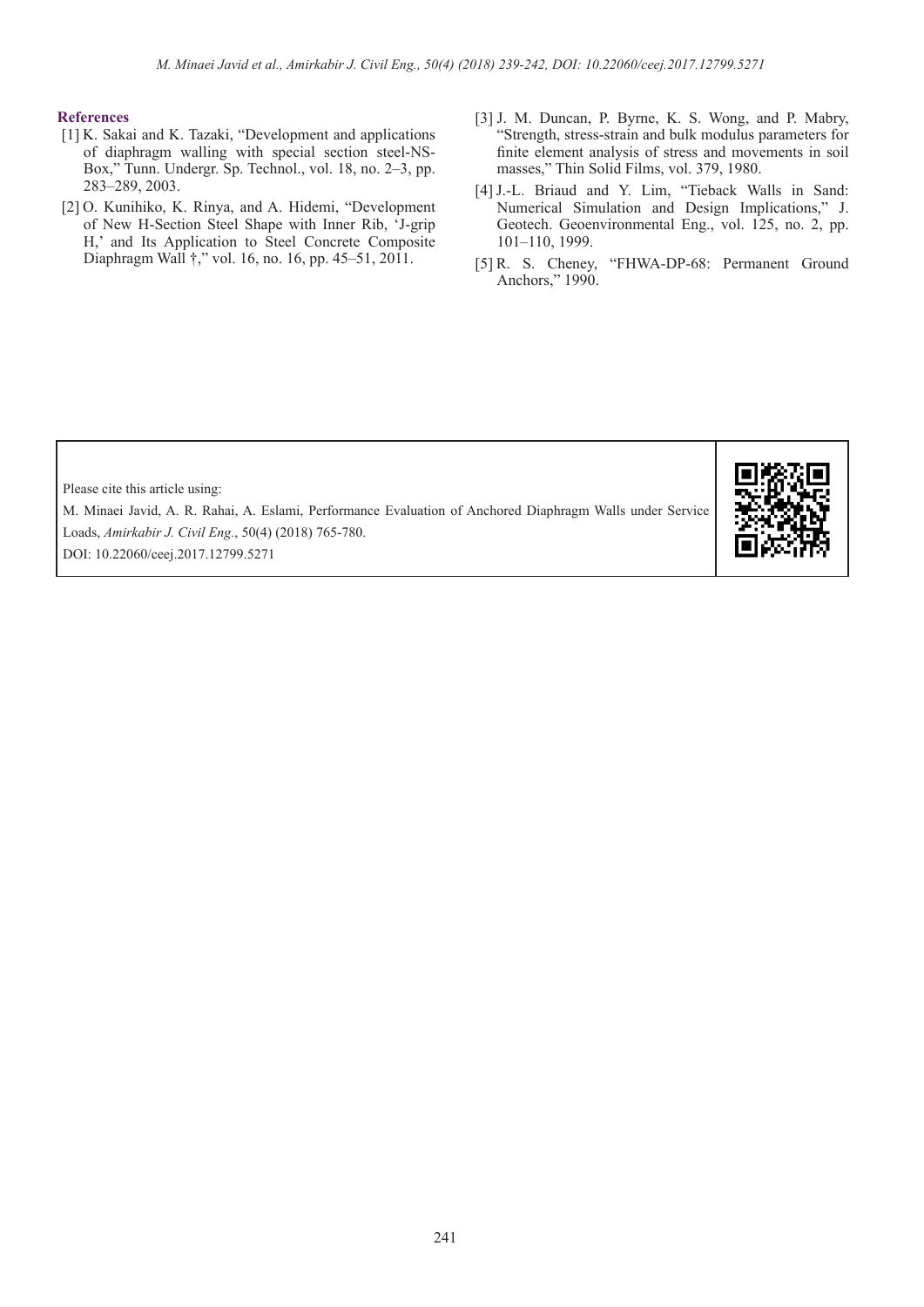**References**

[1] K. Sakai and K. Tazaki, "Development and applications of diaphragm walling with special section steel-NS-Box," Tunn. Undergr. Sp. Technol., vol. 18, no. 2–3, pp. 283–289, 2003.

[2] O. Kunihiko, K. Rinya, and A. Hidemi, "Development of New H-Section Steel Shape with Inner Rib, 'J-grip H,' and Its Application to Steel Concrete Composite Diaphragm Wall †," vol. 16, no. 16, pp. 45–51, 2011.

[3] J. M. Duncan, P. Byrne, K. S. Wong, and P. Mabry, "Strength, stress-strain and bulk modulus parameters for finite element analysis of stress and movements in soil masses," Thin Solid Films, vol. 379, 1980.

[4] J.-L. Briaud and Y. Lim, "Tieback Walls in Sand: Numerical Simulation and Design Implications," J. Geotech. Geoenvironmental Eng., vol. 125, no. 2, pp. 101–110, 1999.

[5] R. S. Cheney, "FHWA-DP-68: Permanent Ground Anchors," 1990.

Please cite this article using:

M. Minaei Javid, A. R. Rahai, A. Eslami, Performance Evaluation of Anchored Diaphragm Walls under Service Loads, *Amirkabir J. Civil Eng.*, 50(4) (2018) 765-780.

DOI: 10.22060/ceej.2017.12799.5271